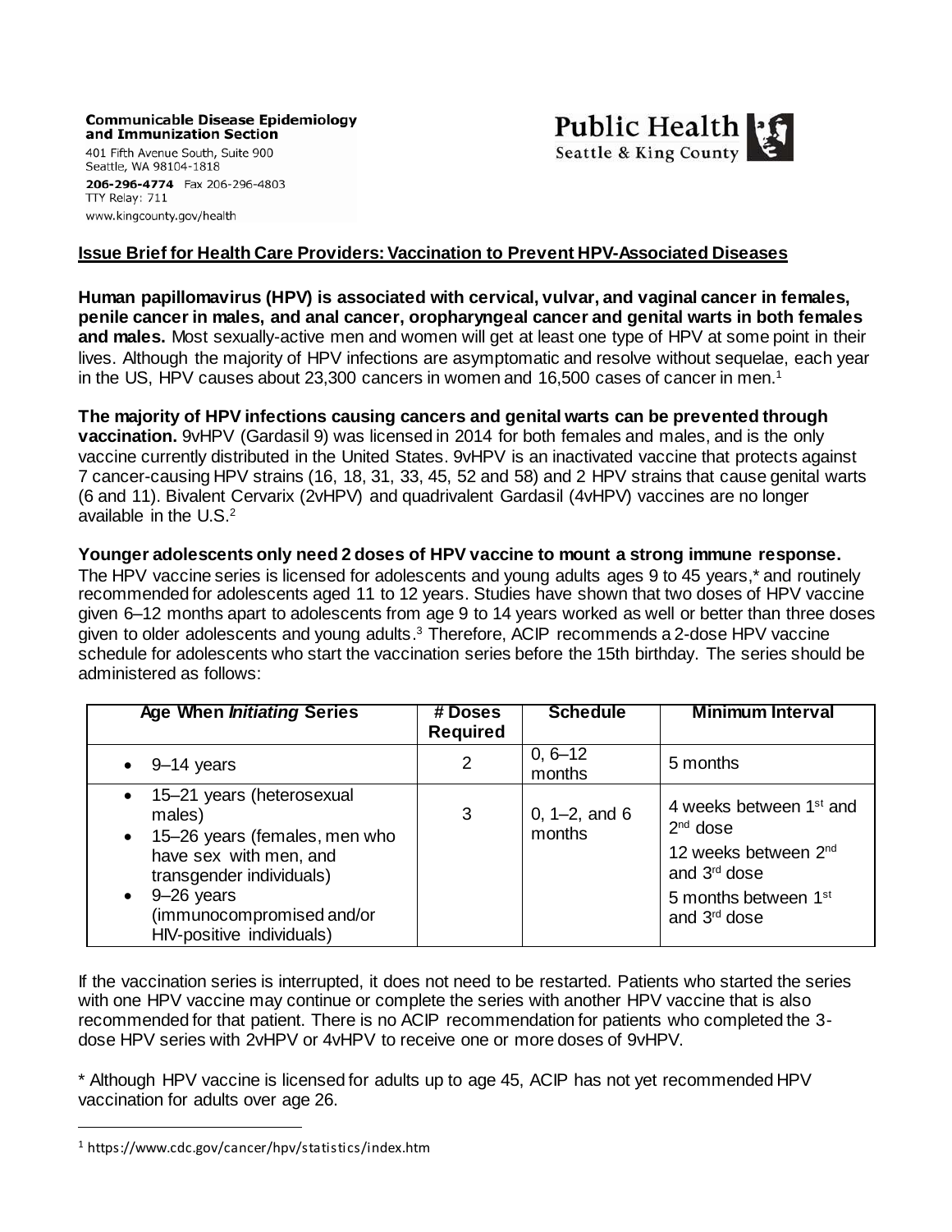**Communicable Disease Epidemiology and Immunization Section**
401 Fifth Avenue South, Suite 900
Seattle, WA 98104-1818
**206-296-4774** Fax 206-296-4803
TTY Relay: 711
www.kingcounty.gov/health

Public Health
Seattle & King County

## Issue Brief for Health Care Providers: Vaccination to Prevent HPV-Associated Diseases

**Human papillomavirus (HPV) is associated with cervical, vulvar, and vaginal cancer in females, penile cancer in males, and anal cancer, oropharyngeal cancer and genital warts in both females and males.** Most sexually-active men and women will get at least one type of HPV at some point in their lives. Although the majority of HPV infections are asymptomatic and resolve without sequelae, each year in the US, HPV causes about 23,300 cancers in women and 16,500 cases of cancer in men.[1]

**The majority of HPV infections causing cancers and genital warts can be prevented through vaccination.** 9vHPV (Gardasil 9) was licensed in 2014 for both females and males, and is the only vaccine currently distributed in the United States. 9vHPV is an inactivated vaccine that protects against 7 cancer-causing HPV strains (16, 18, 31, 33, 45, 52 and 58) and 2 HPV strains that cause genital warts (6 and 11). Bivalent Cervarix (2vHPV) and quadrivalent Gardasil (4vHPV) vaccines are no longer available in the U.S.[2]

**Younger adolescents only need 2 doses of HPV vaccine to mount a strong immune response.** The HPV vaccine series is licensed for adolescents and young adults ages 9 to 45 years,* and routinely recommended for adolescents aged 11 to 12 years. Studies have shown that two doses of HPV vaccine given 6–12 months apart to adolescents from age 9 to 14 years worked as well or better than three doses given to older adolescents and young adults.[3] Therefore, ACIP recommends a 2-dose HPV vaccine schedule for adolescents who start the vaccination series before the 15th birthday. The series should be administered as follows:

| Age When *Initiating* Series | # Doses Required | Schedule | Minimum Interval |
|---|---|---|---|
| • 9–14 years | 2 | 0, 6–12 months | 5 months |
| • 15–21 years (heterosexual males)<br>• 15–26 years (females, men who have sex with men, and transgender individuals)<br>• 9–26 years (immunocompromised and/or HIV-positive individuals) | 3 | 0, 1–2, and 6 months | 4 weeks between 1st and 2nd dose<br>12 weeks between 2nd and 3rd dose<br>5 months between 1st and 3rd dose |

If the vaccination series is interrupted, it does not need to be restarted. Patients who started the series with one HPV vaccine may continue or complete the series with another HPV vaccine that is also recommended for that patient. There is no ACIP recommendation for patients who completed the 3-dose HPV series with 2vHPV or 4vHPV to receive one or more doses of 9vHPV.

\* Although HPV vaccine is licensed for adults up to age 45, ACIP has not yet recommended HPV vaccination for adults over age 26.

---

[1] https://www.cdc.gov/cancer/hpv/statistics/index.htm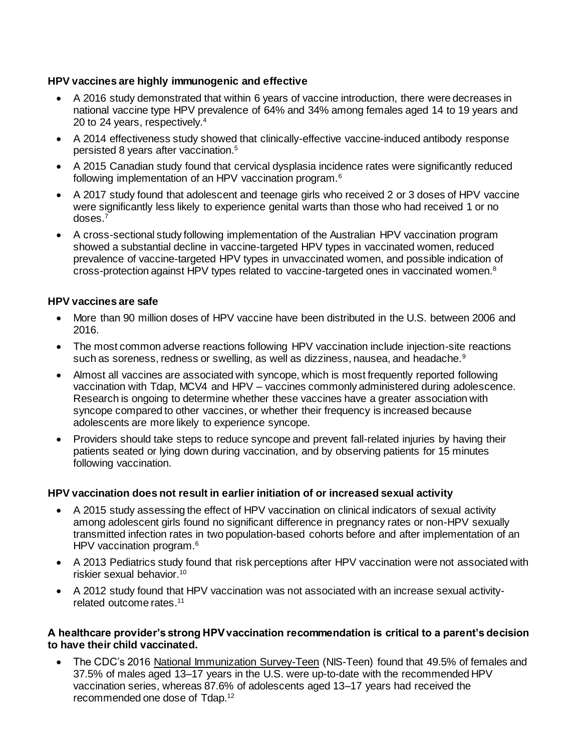**HPV vaccines are highly immunogenic and effective**

- A 2016 study demonstrated that within 6 years of vaccine introduction, there were decreases in national vaccine type HPV prevalence of 64% and 34% among females aged 14 to 19 years and 20 to 24 years, respectively.[4]
- A 2014 effectiveness study showed that clinically-effective vaccine-induced antibody response persisted 8 years after vaccination.[5]
- A 2015 Canadian study found that cervical dysplasia incidence rates were significantly reduced following implementation of an HPV vaccination program.[6]
- A 2017 study found that adolescent and teenage girls who received 2 or 3 doses of HPV vaccine were significantly less likely to experience genital warts than those who had received 1 or no doses.[7]
- A cross-sectional study following implementation of the Australian HPV vaccination program showed a substantial decline in vaccine-targeted HPV types in vaccinated women, reduced prevalence of vaccine-targeted HPV types in unvaccinated women, and possible indication of cross-protection against HPV types related to vaccine-targeted ones in vaccinated women.[8]

**HPV vaccines are safe**

- More than 90 million doses of HPV vaccine have been distributed in the U.S. between 2006 and 2016.
- The most common adverse reactions following HPV vaccination include injection-site reactions such as soreness, redness or swelling, as well as dizziness, nausea, and headache.[9]
- Almost all vaccines are associated with syncope, which is most frequently reported following vaccination with Tdap, MCV4 and HPV – vaccines commonly administered during adolescence. Research is ongoing to determine whether these vaccines have a greater association with syncope compared to other vaccines, or whether their frequency is increased because adolescents are more likely to experience syncope.
- Providers should take steps to reduce syncope and prevent fall-related injuries by having their patients seated or lying down during vaccination, and by observing patients for 15 minutes following vaccination.

**HPV vaccination does not result in earlier initiation of or increased sexual activity**

- A 2015 study assessing the effect of HPV vaccination on clinical indicators of sexual activity among adolescent girls found no significant difference in pregnancy rates or non-HPV sexually transmitted infection rates in two population-based cohorts before and after implementation of an HPV vaccination program.[6]
- A 2013 Pediatrics study found that risk perceptions after HPV vaccination were not associated with riskier sexual behavior.[10]
- A 2012 study found that HPV vaccination was not associated with an increase sexual activity-related outcome rates.[11]

**A healthcare provider's strong HPV vaccination recommendation is critical to a parent's decision to have their child vaccinated.**

- The CDC's 2016 National Immunization Survey-Teen (NIS-Teen) found that 49.5% of females and 37.5% of males aged 13–17 years in the U.S. were up-to-date with the recommended HPV vaccination series, whereas 87.6% of adolescents aged 13–17 years had received the recommended one dose of Tdap.[12]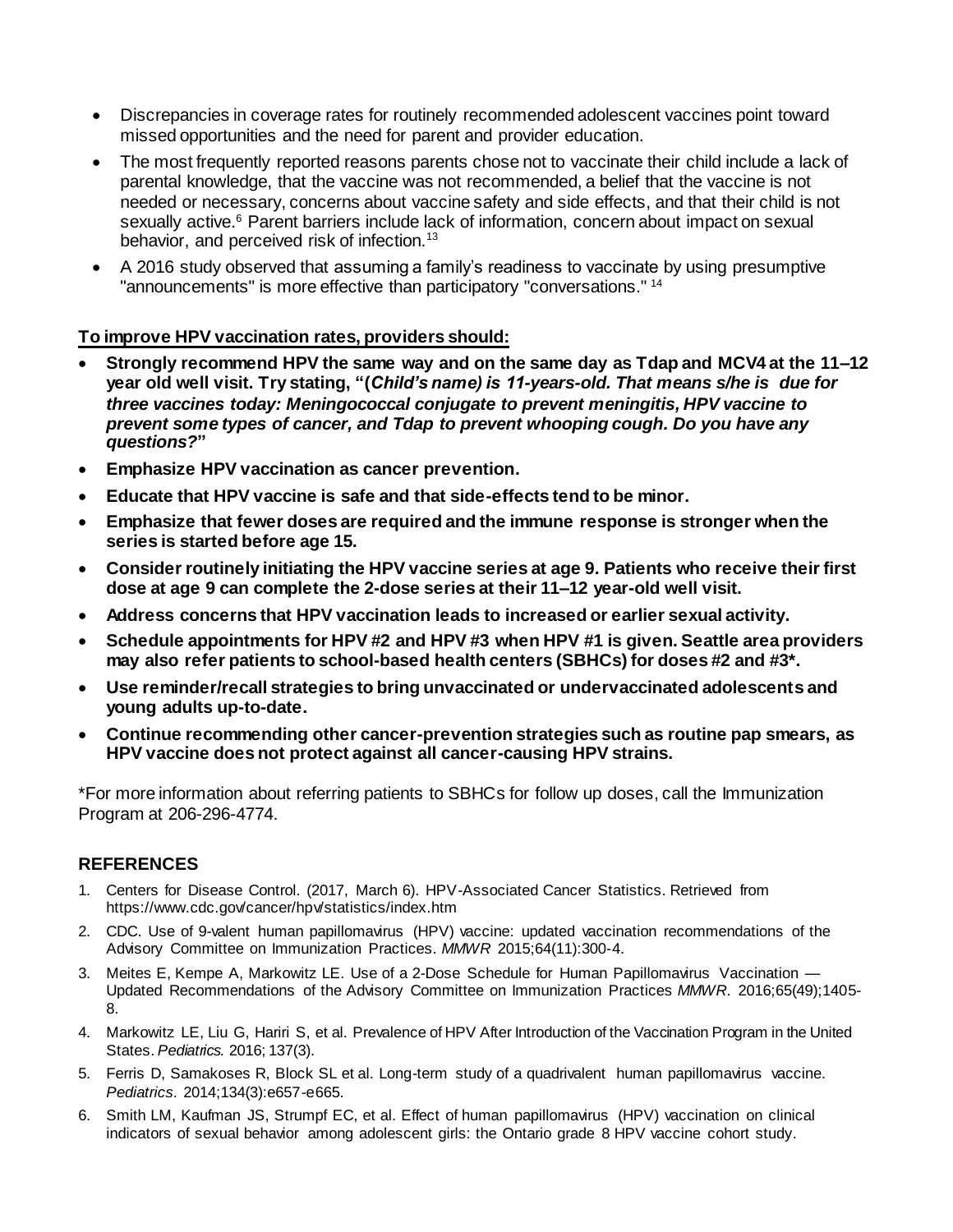- Discrepancies in coverage rates for routinely recommended adolescent vaccines point toward missed opportunities and the need for parent and provider education.
- The most frequently reported reasons parents chose not to vaccinate their child include a lack of parental knowledge, that the vaccine was not recommended, a belief that the vaccine is not needed or necessary, concerns about vaccine safety and side effects, and that their child is not sexually active.[6] Parent barriers include lack of information, concern about impact on sexual behavior, and perceived risk of infection.[13]
- A 2016 study observed that assuming a family's readiness to vaccinate by using presumptive "announcements" is more effective than participatory "conversations." [14]

**To improve HPV vaccination rates, providers should:**

- **Strongly recommend HPV the same way and on the same day as Tdap and MCV4 at the 11–12 year old well visit. Try stating, "(*Child's name) is 11-years-old. That means s/he is due for three vaccines today: Meningococcal conjugate to prevent meningitis, HPV vaccine to prevent some types of cancer, and Tdap to prevent whooping cough. Do you have any questions?*"**
- **Emphasize HPV vaccination as cancer prevention.**
- **Educate that HPV vaccine is safe and that side-effects tend to be minor.**
- **Emphasize that fewer doses are required and the immune response is stronger when the series is started before age 15.**
- **Consider routinely initiating the HPV vaccine series at age 9. Patients who receive their first dose at age 9 can complete the 2-dose series at their 11–12 year-old well visit.**
- **Address concerns that HPV vaccination leads to increased or earlier sexual activity.**
- **Schedule appointments for HPV #2 and HPV #3 when HPV #1 is given. Seattle area providers may also refer patients to school-based health centers (SBHCs) for doses #2 and #3*.**
- **Use reminder/recall strategies to bring unvaccinated or undervaccinated adolescents and young adults up-to-date.**
- **Continue recommending other cancer-prevention strategies such as routine pap smears, as HPV vaccine does not protect against all cancer-causing HPV strains.**

*For more information about referring patients to SBHCs for follow up doses, call the Immunization Program at 206-296-4774.

## REFERENCES

1. Centers for Disease Control. (2017, March 6). HPV-Associated Cancer Statistics. Retrieved from https://www.cdc.gov/cancer/hpv/statistics/index.htm
2. CDC. Use of 9-valent human papillomavirus (HPV) vaccine: updated vaccination recommendations of the Advisory Committee on Immunization Practices. *MMWR* 2015;64(11):300-4.
3. Meites E, Kempe A, Markowitz LE. Use of a 2-Dose Schedule for Human Papillomavirus Vaccination — Updated Recommendations of the Advisory Committee on Immunization Practices *MMWR*. 2016;65(49);1405-8.
4. Markowitz LE, Liu G, Hariri S, et al. Prevalence of HPV After Introduction of the Vaccination Program in the United States. *Pediatrics.* 2016; 137(3).
5. Ferris D, Samakoses R, Block SL et al. Long-term study of a quadrivalent human papillomavirus vaccine. *Pediatrics.* 2014;134(3):e657-e665.
6. Smith LM, Kaufman JS, Strumpf EC, et al. Effect of human papillomavirus (HPV) vaccination on clinical indicators of sexual behavior among adolescent girls: the Ontario grade 8 HPV vaccine cohort study.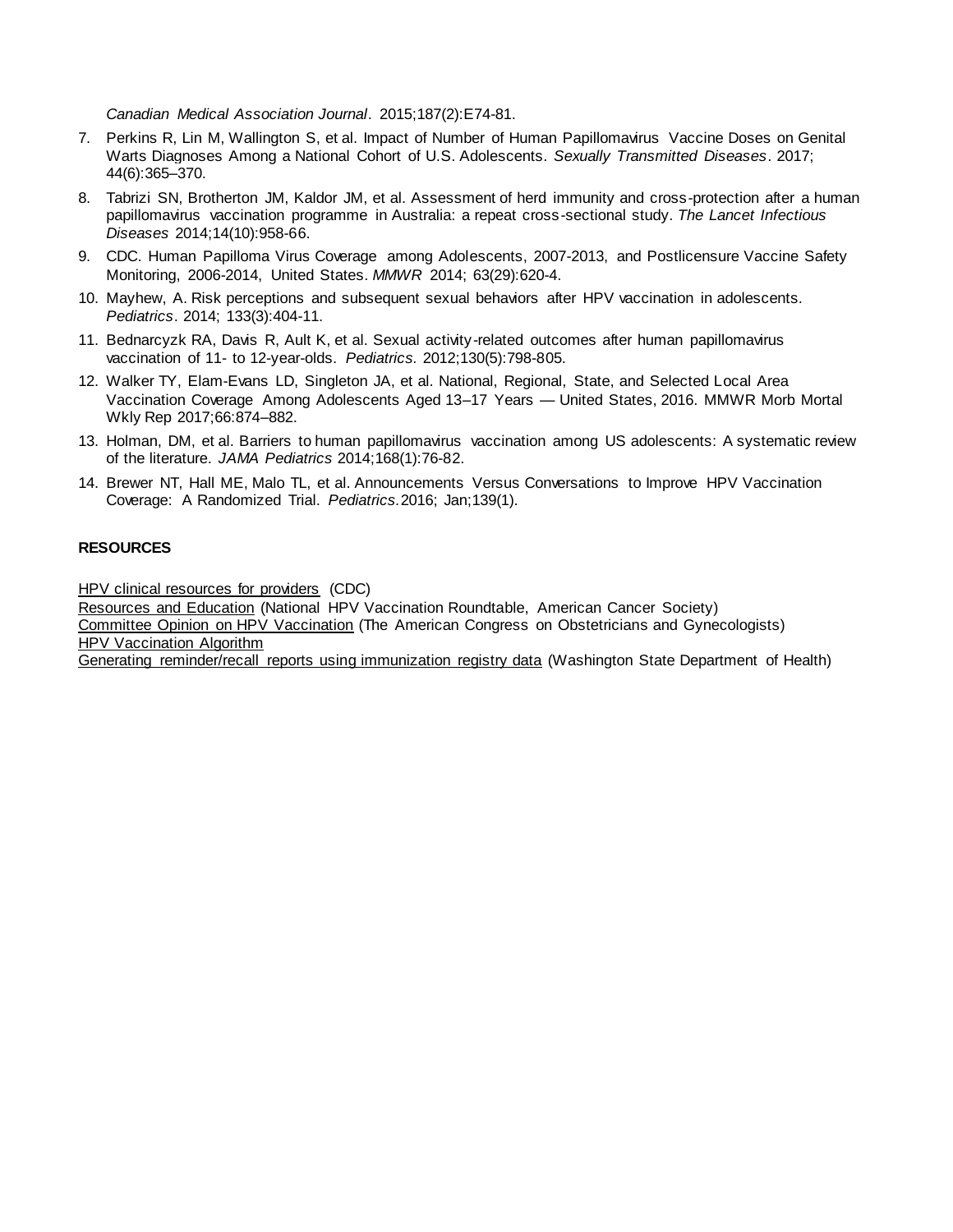*Canadian Medical Association Journal*. 2015;187(2):E74-81.

7. Perkins R, Lin M, Wallington S, et al. Impact of Number of Human Papillomavirus Vaccine Doses on Genital Warts Diagnoses Among a National Cohort of U.S. Adolescents. *Sexually Transmitted Diseases*. 2017; 44(6):365–370.
8. Tabrizi SN, Brotherton JM, Kaldor JM, et al. Assessment of herd immunity and cross-protection after a human papillomavirus vaccination programme in Australia: a repeat cross-sectional study. *The Lancet Infectious Diseases* 2014;14(10):958-66.
9. CDC. Human Papilloma Virus Coverage among Adolescents, 2007-2013, and Postlicensure Vaccine Safety Monitoring, 2006-2014, United States. *MMWR* 2014; 63(29):620-4.
10. Mayhew, A. Risk perceptions and subsequent sexual behaviors after HPV vaccination in adolescents. *Pediatrics*. 2014; 133(3):404-11.
11. Bednarcyzk RA, Davis R, Ault K, et al. Sexual activity-related outcomes after human papillomavirus vaccination of 11- to 12-year-olds. *Pediatrics*. 2012;130(5):798-805.
12. Walker TY, Elam-Evans LD, Singleton JA, et al. National, Regional, State, and Selected Local Area Vaccination Coverage Among Adolescents Aged 13–17 Years — United States, 2016. MMWR Morb Mortal Wkly Rep 2017;66:874–882.
13. Holman, DM, et al. Barriers to human papillomavirus vaccination among US adolescents: A systematic review of the literature. *JAMA Pediatrics* 2014;168(1):76-82.
14. Brewer NT, Hall ME, Malo TL, et al. Announcements Versus Conversations to Improve HPV Vaccination Coverage: A Randomized Trial. *Pediatrics.* 2016; Jan;139(1).

**RESOURCES**

HPV clinical resources for providers (CDC)
Resources and Education (National HPV Vaccination Roundtable, American Cancer Society)
Committee Opinion on HPV Vaccination (The American Congress on Obstetricians and Gynecologists)
HPV Vaccination Algorithm
Generating reminder/recall reports using immunization registry data (Washington State Department of Health)